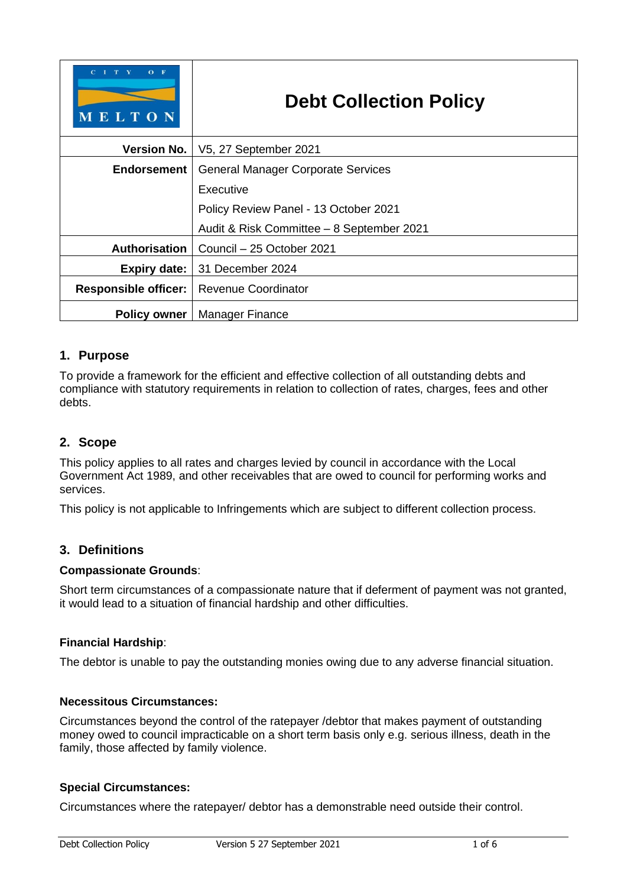| | |
|---|---|
| CITY OF MELTON | **Debt Collection Policy** |
| **Version No.** | V5, 27 September 2021 |
| **Endorsement** | General Manager Corporate Services<br>Executive<br>Policy Review Panel - 13 October 2021<br>Audit & Risk Committee – 8 September 2021 |
| **Authorisation** | Council – 25 October 2021 |
| **Expiry date:** | 31 December 2024 |
| **Responsible officer:** | Revenue Coordinator |
| **Policy owner** | Manager Finance |

## 1. Purpose

To provide a framework for the efficient and effective collection of all outstanding debts and compliance with statutory requirements in relation to collection of rates, charges, fees and other debts.

## 2. Scope

This policy applies to all rates and charges levied by council in accordance with the Local Government Act 1989, and other receivables that are owed to council for performing works and services.

This policy is not applicable to Infringements which are subject to different collection process.

## 3. Definitions

**Compassionate Grounds**:

Short term circumstances of a compassionate nature that if deferment of payment was not granted, it would lead to a situation of financial hardship and other difficulties.

**Financial Hardship**:

The debtor is unable to pay the outstanding monies owing due to any adverse financial situation.

**Necessitous Circumstances:**

Circumstances beyond the control of the ratepayer /debtor that makes payment of outstanding money owed to council impracticable on a short term basis only e.g. serious illness, death in the family, those affected by family violence.

**Special Circumstances:**

Circumstances where the ratepayer/ debtor has a demonstrable need outside their control.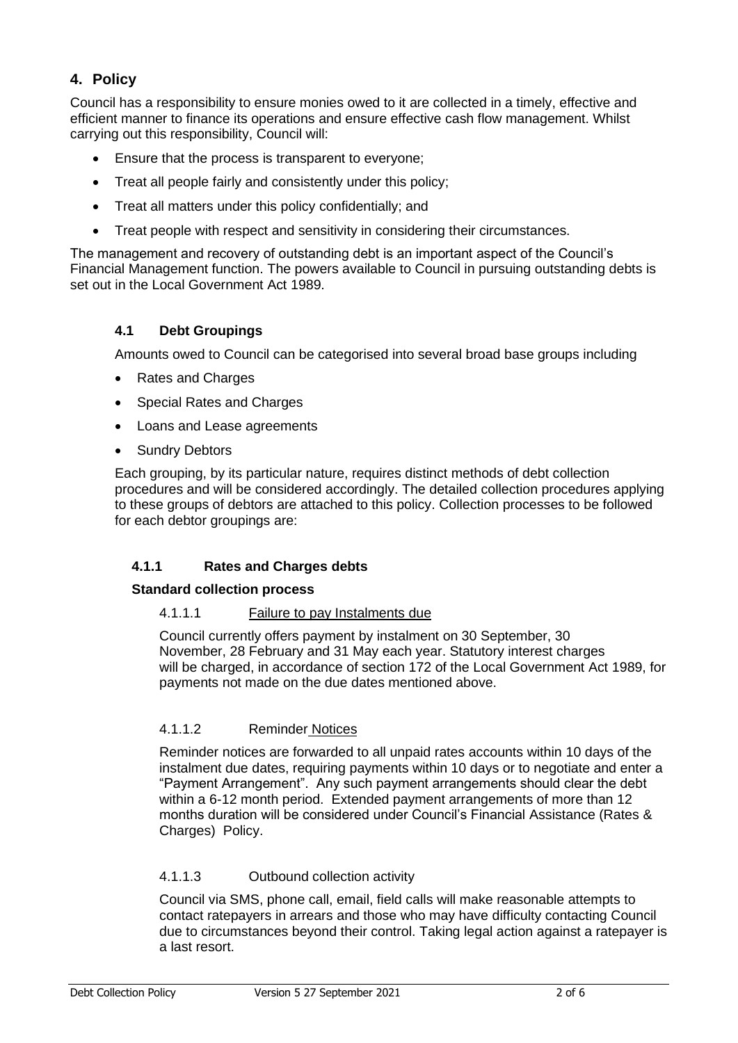## 4. Policy

Council has a responsibility to ensure monies owed to it are collected in a timely, effective and efficient manner to finance its operations and ensure effective cash flow management. Whilst carrying out this responsibility, Council will:

- Ensure that the process is transparent to everyone;
- Treat all people fairly and consistently under this policy;
- Treat all matters under this policy confidentially; and
- Treat people with respect and sensitivity in considering their circumstances.

The management and recovery of outstanding debt is an important aspect of the Council's Financial Management function. The powers available to Council in pursuing outstanding debts is set out in the Local Government Act 1989.

### 4.1 Debt Groupings

Amounts owed to Council can be categorised into several broad base groups including

- Rates and Charges
- Special Rates and Charges
- Loans and Lease agreements
- Sundry Debtors

Each grouping, by its particular nature, requires distinct methods of debt collection procedures and will be considered accordingly. The detailed collection procedures applying to these groups of debtors are attached to this policy. Collection processes to be followed for each debtor groupings are:

#### 4.1.1 Rates and Charges debts

**Standard collection process**

4.1.1.1 Failure to pay Instalments due

Council currently offers payment by instalment on 30 September, 30 November, 28 February and 31 May each year. Statutory interest charges will be charged, in accordance of section 172 of the Local Government Act 1989, for payments not made on the due dates mentioned above.

4.1.1.2 Reminder Notices

Reminder notices are forwarded to all unpaid rates accounts within 10 days of the instalment due dates, requiring payments within 10 days or to negotiate and enter a "Payment Arrangement". Any such payment arrangements should clear the debt within a 6-12 month period. Extended payment arrangements of more than 12 months duration will be considered under Council's Financial Assistance (Rates & Charges) Policy.

4.1.1.3 Outbound collection activity

Council via SMS, phone call, email, field calls will make reasonable attempts to contact ratepayers in arrears and those who may have difficulty contacting Council due to circumstances beyond their control. Taking legal action against a ratepayer is a last resort.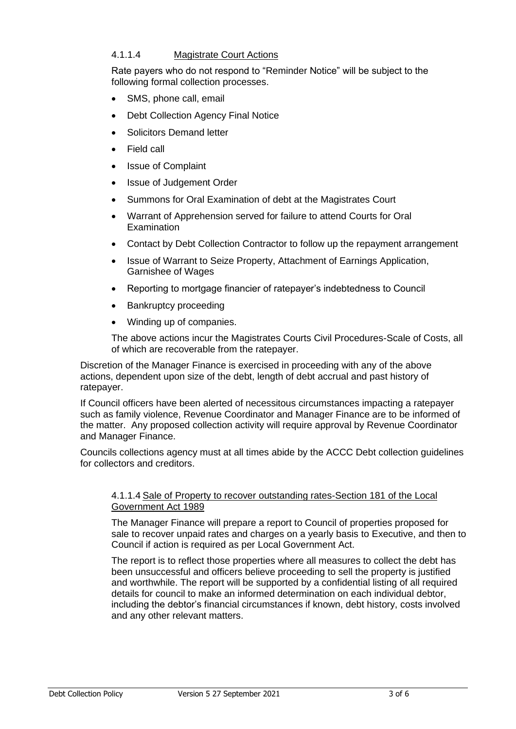#### 4.1.1.4 Magistrate Court Actions

Rate payers who do not respond to "Reminder Notice" will be subject to the following formal collection processes.

- SMS, phone call, email
- Debt Collection Agency Final Notice
- Solicitors Demand letter
- Field call
- Issue of Complaint
- Issue of Judgement Order
- Summons for Oral Examination of debt at the Magistrates Court
- Warrant of Apprehension served for failure to attend Courts for Oral Examination
- Contact by Debt Collection Contractor to follow up the repayment arrangement
- Issue of Warrant to Seize Property, Attachment of Earnings Application, Garnishee of Wages
- Reporting to mortgage financier of ratepayer's indebtedness to Council
- Bankruptcy proceeding
- Winding up of companies.

The above actions incur the Magistrates Courts Civil Procedures-Scale of Costs, all of which are recoverable from the ratepayer.

Discretion of the Manager Finance is exercised in proceeding with any of the above actions, dependent upon size of the debt, length of debt accrual and past history of ratepayer.

If Council officers have been alerted of necessitous circumstances impacting a ratepayer such as family violence, Revenue Coordinator and Manager Finance are to be informed of the matter. Any proposed collection activity will require approval by Revenue Coordinator and Manager Finance.

Councils collections agency must at all times abide by the ACCC Debt collection guidelines for collectors and creditors.

#### 4.1.1.4 Sale of Property to recover outstanding rates-Section 181 of the Local Government Act 1989

The Manager Finance will prepare a report to Council of properties proposed for sale to recover unpaid rates and charges on a yearly basis to Executive, and then to Council if action is required as per Local Government Act.

The report is to reflect those properties where all measures to collect the debt has been unsuccessful and officers believe proceeding to sell the property is justified and worthwhile. The report will be supported by a confidential listing of all required details for council to make an informed determination on each individual debtor, including the debtor's financial circumstances if known, debt history, costs involved and any other relevant matters.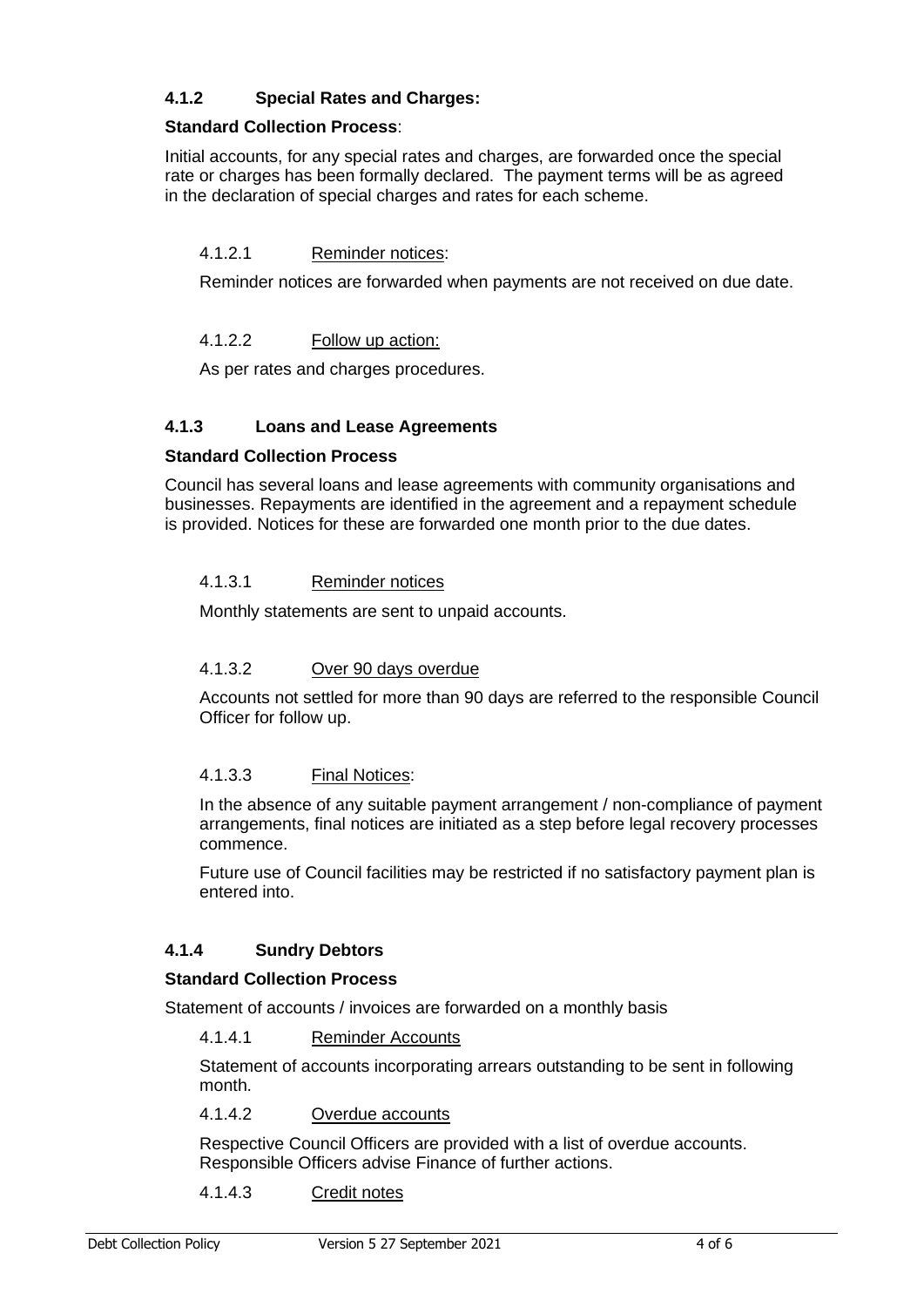### 4.1.2 Special Rates and Charges:

**Standard Collection Process**:

Initial accounts, for any special rates and charges, are forwarded once the special rate or charges has been formally declared. The payment terms will be as agreed in the declaration of special charges and rates for each scheme.

#### 4.1.2.1 Reminder notices:

Reminder notices are forwarded when payments are not received on due date.

#### 4.1.2.2 Follow up action:

As per rates and charges procedures.

### 4.1.3 Loans and Lease Agreements

**Standard Collection Process**

Council has several loans and lease agreements with community organisations and businesses. Repayments are identified in the agreement and a repayment schedule is provided. Notices for these are forwarded one month prior to the due dates.

#### 4.1.3.1 Reminder notices

Monthly statements are sent to unpaid accounts.

#### 4.1.3.2 Over 90 days overdue

Accounts not settled for more than 90 days are referred to the responsible Council Officer for follow up.

#### 4.1.3.3 Final Notices:

In the absence of any suitable payment arrangement / non-compliance of payment arrangements, final notices are initiated as a step before legal recovery processes commence.

Future use of Council facilities may be restricted if no satisfactory payment plan is entered into.

### 4.1.4 Sundry Debtors

**Standard Collection Process**

Statement of accounts / invoices are forwarded on a monthly basis

#### 4.1.4.1 Reminder Accounts

Statement of accounts incorporating arrears outstanding to be sent in following month.

#### 4.1.4.2 Overdue accounts

Respective Council Officers are provided with a list of overdue accounts. Responsible Officers advise Finance of further actions.

#### 4.1.4.3 Credit notes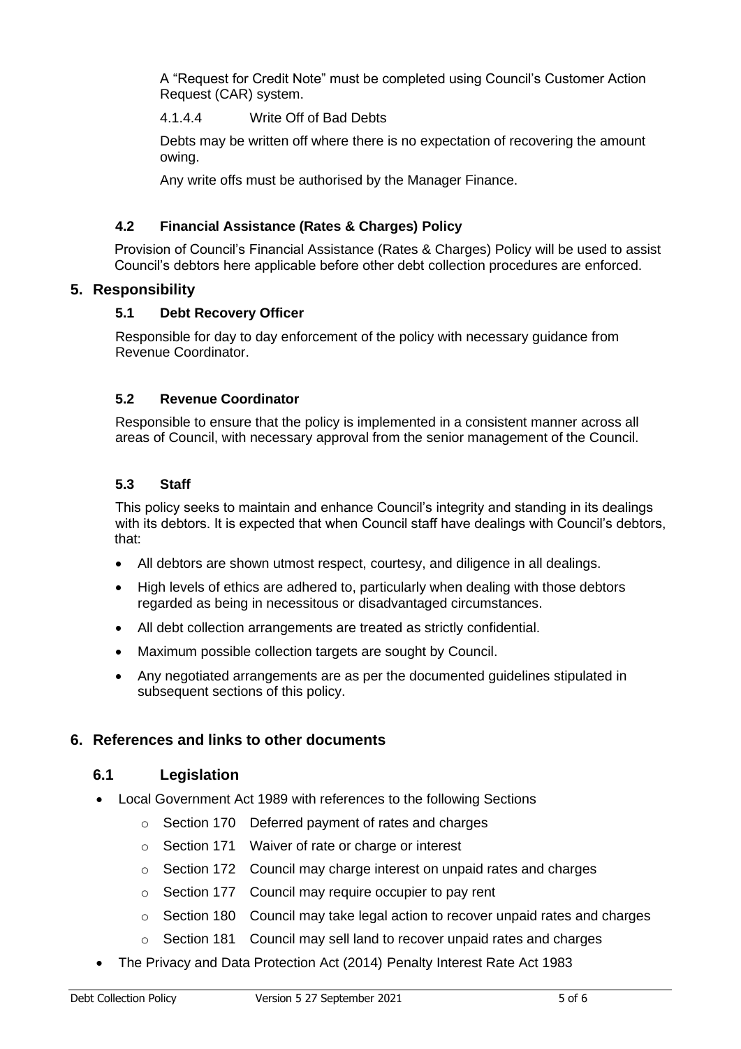A "Request for Credit Note" must be completed using Council's Customer Action Request (CAR) system.

4.1.4.4 Write Off of Bad Debts

Debts may be written off where there is no expectation of recovering the amount owing.

Any write offs must be authorised by the Manager Finance.

### 4.2 Financial Assistance (Rates & Charges) Policy

Provision of Council's Financial Assistance (Rates & Charges) Policy will be used to assist Council's debtors here applicable before other debt collection procedures are enforced.

## 5. Responsibility

### 5.1 Debt Recovery Officer

Responsible for day to day enforcement of the policy with necessary guidance from Revenue Coordinator.

### 5.2 Revenue Coordinator

Responsible to ensure that the policy is implemented in a consistent manner across all areas of Council, with necessary approval from the senior management of the Council.

### 5.3 Staff

This policy seeks to maintain and enhance Council's integrity and standing in its dealings with its debtors. It is expected that when Council staff have dealings with Council's debtors, that:

- All debtors are shown utmost respect, courtesy, and diligence in all dealings.
- High levels of ethics are adhered to, particularly when dealing with those debtors regarded as being in necessitous or disadvantaged circumstances.
- All debt collection arrangements are treated as strictly confidential.
- Maximum possible collection targets are sought by Council.
- Any negotiated arrangements are as per the documented guidelines stipulated in subsequent sections of this policy.

## 6. References and links to other documents

### 6.1 Legislation

- Local Government Act 1989 with references to the following Sections
  - Section 170 Deferred payment of rates and charges
  - Section 171 Waiver of rate or charge or interest
  - Section 172 Council may charge interest on unpaid rates and charges
  - Section 177 Council may require occupier to pay rent
  - Section 180 Council may take legal action to recover unpaid rates and charges
  - Section 181 Council may sell land to recover unpaid rates and charges
- The Privacy and Data Protection Act (2014) Penalty Interest Rate Act 1983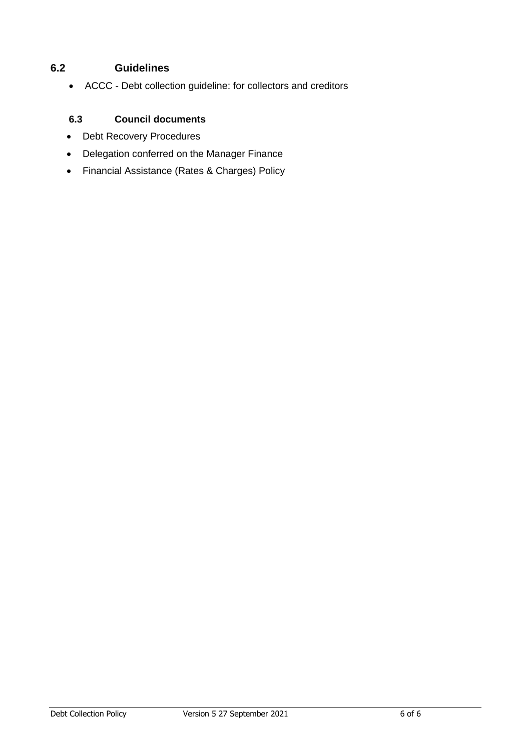## 6.2 Guidelines

- ACCC - Debt collection guideline: for collectors and creditors

## 6.3 Council documents

- Debt Recovery Procedures
- Delegation conferred on the Manager Finance
- Financial Assistance (Rates & Charges) Policy